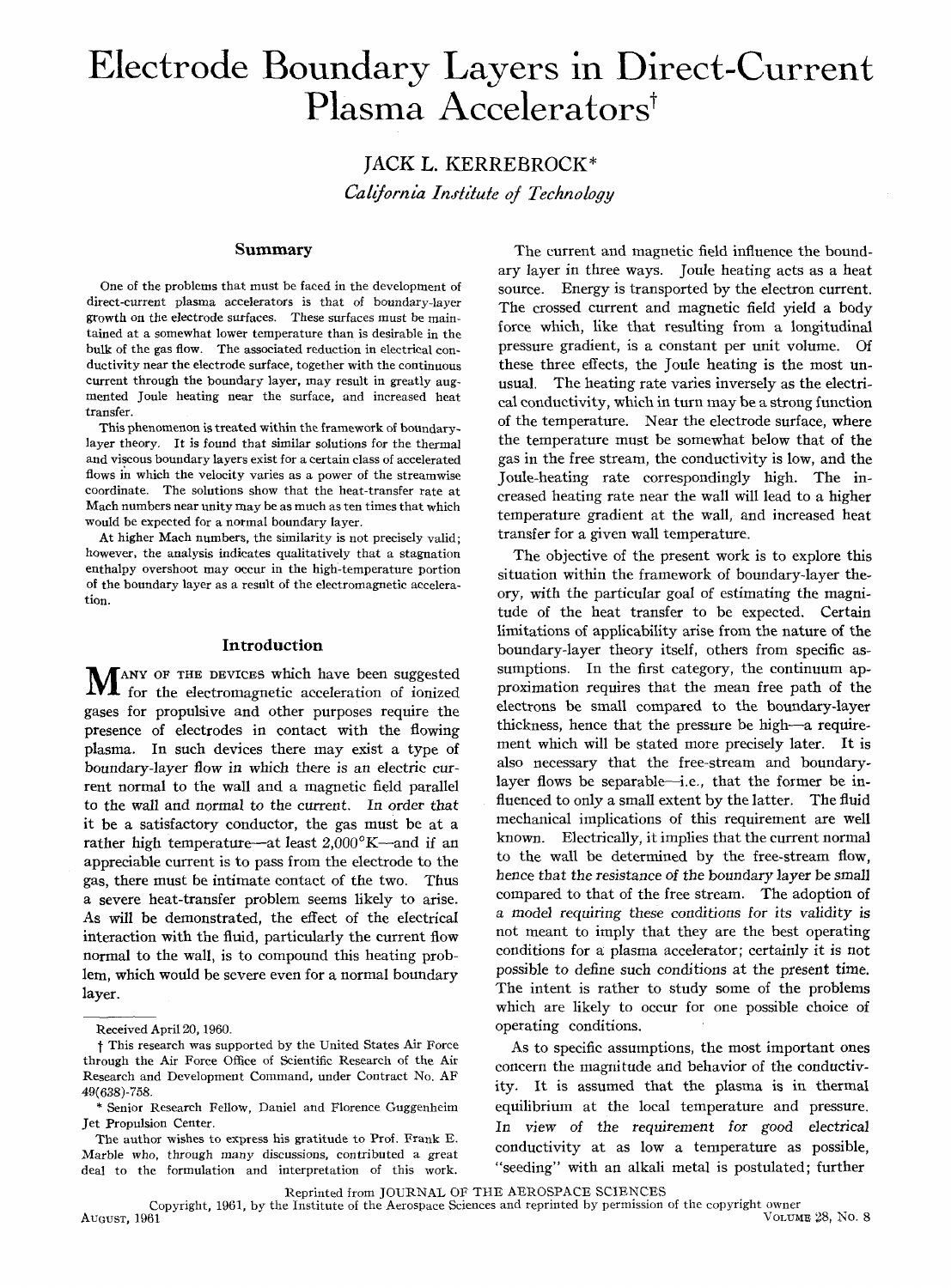# Electrode Boundary Layers in Direct-Current Plasma Accelerators†

JACK L. KERREBROCK*

*California Institute of Technology*

## Summary

One of the problems that must be faced in the development of direct-current plasma accelerators is that of boundary-layer growth on the electrode surfaces. These surfaces must be maintained at a somewhat lower temperature than is desirable in the bulk of the gas flow. The associated reduction in electrical conductivity near the electrode surface, together with the continuous current through the boundary layer, may result in greatly augmented Joule heating near the surface, and increased heat transfer.

This phenomenon is treated within the framework of boundary-layer theory. It is found that similar solutions for the thermal and viscous boundary layers exist for a certain class of accelerated flows in which the velocity varies as a power of the streamwise coordinate. The solutions show that the heat-transfer rate at Mach numbers near unity may be as much as ten times that which would be expected for a normal boundary layer.

At higher Mach numbers, the similarity is not precisely valid; however, the analysis indicates qualitatively that a stagnation enthalpy overshoot may occur in the high-temperature portion of the boundary layer as a result of the electromagnetic acceleration.

## Introduction

Many of the devices which have been suggested for the electromagnetic acceleration of ionized gases for propulsive and other purposes require the presence of electrodes in contact with the flowing plasma. In such devices there may exist a type of boundary-layer flow in which there is an electric current normal to the wall and a magnetic field parallel to the wall and normal to the current. In order that it be a satisfactory conductor, the gas must be at a rather high temperature—at least 2,000°K—and if an appreciable current is to pass from the electrode to the gas, there must be intimate contact of the two. Thus a severe heat-transfer problem seems likely to arise. As will be demonstrated, the effect of the electrical interaction with the fluid, particularly the current flow normal to the wall, is to compound this heating problem, which would be severe even for a normal boundary layer.

The current and magnetic field influence the boundary layer in three ways. Joule heating acts as a heat source. Energy is transported by the electron current. The crossed current and magnetic field yield a body force which, like that resulting from a longitudinal pressure gradient, is a constant per unit volume. Of these three effects, the Joule heating is the most unusual. The heating rate varies inversely as the electrical conductivity, which in turn may be a strong function of the temperature. Near the electrode surface, where the temperature must be somewhat below that of the gas in the free stream, the conductivity is low, and the Joule-heating rate correspondingly high. The increased heating rate near the wall will lead to a higher temperature gradient at the wall, and increased heat transfer for a given wall temperature.

The objective of the present work is to explore this situation within the framework of boundary-layer theory, with the particular goal of estimating the magnitude of the heat transfer to be expected. Certain limitations of applicability arise from the nature of the boundary-layer theory itself, others from specific assumptions. In the first category, the continuum approximation requires that the mean free path of the electrons be small compared to the boundary-layer thickness, hence that the pressure be high—a requirement which will be stated more precisely later. It is also necessary that the free-stream and boundary-layer flows be separable—i.e., that the former be influenced to only a small extent by the latter. The fluid mechanical implications of this requirement are well known. Electrically, it implies that the current normal to the wall be determined by the free-stream flow, hence that the resistance of the boundary layer be small compared to that of the free stream. The adoption of a model requiring these conditions for its validity is not meant to imply that they are the best operating conditions for a plasma accelerator; certainly it is not possible to define such conditions at the present time. The intent is rather to study some of the problems which are likely to occur for one possible choice of operating conditions.

As to specific assumptions, the most important ones concern the magnitude and behavior of the conductivity. It is assumed that the plasma is in thermal equilibrium at the local temperature and pressure. In view of the requirement for good electrical conductivity at as low a temperature as possible, "seeding" with an alkali metal is postulated; further

---

Received April 20, 1960.

† This research was supported by the United States Air Force through the Air Force Office of Scientific Research of the Air Research and Development Command, under Contract No. AF 49(638)-758.

* Senior Research Fellow, Daniel and Florence Guggenheim Jet Propulsion Center.

The author wishes to express his gratitude to Prof. Frank E. Marble who, through many discussions, contributed a great deal to the formulation and interpretation of this work.

Reprinted from JOURNAL OF THE AEROSPACE SCIENCES
Copyright, 1961, by the Institute of the Aerospace Sciences and reprinted by permission of the copyright owner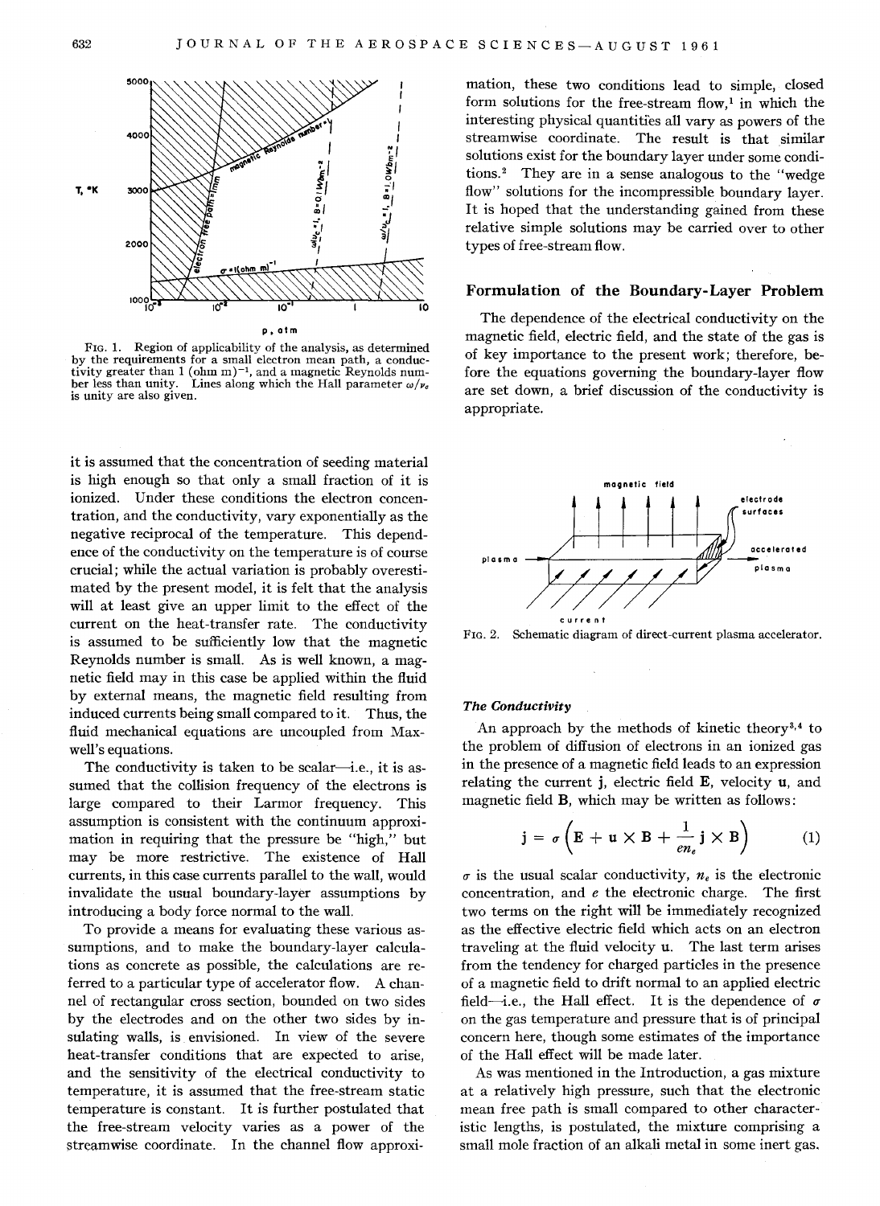FIG. 1. Region of applicability of the analysis, as determined by the requirements for a small electron mean path, a conductivity greater than 1 (ohm m)$^{-1}$, and a magnetic Reynolds number less than unity. Lines along which the Hall parameter $\omega/\nu_e$ is unity are also given.

it is assumed that the concentration of seeding material is high enough so that only a small fraction of it is ionized. Under these conditions the electron concentration, and the conductivity, vary exponentially as the negative reciprocal of the temperature. This dependence of the conductivity on the temperature is of course crucial; while the actual variation is probably overestimated by the present model, it is felt that the analysis will at least give an upper limit to the effect of the current on the heat-transfer rate. The conductivity is assumed to be sufficiently low that the magnetic Reynolds number is small. As is well known, a magnetic field may in this case be applied within the fluid by external means, the magnetic field resulting from induced currents being small compared to it. Thus, the fluid mechanical equations are uncoupled from Maxwell's equations.

The conductivity is taken to be scalar—i.e., it is assumed that the collision frequency of the electrons is large compared to their Larmor frequency. This assumption is consistent with the continuum approximation in requiring that the pressure be "high," but may be more restrictive. The existence of Hall currents, in this case currents parallel to the wall, would invalidate the usual boundary-layer assumptions by introducing a body force normal to the wall.

To provide a means for evaluating these various assumptions, and to make the boundary-layer calculations as concrete as possible, the calculations are referred to a particular type of accelerator flow. A channel of rectangular cross section, bounded on two sides by the electrodes and on the other two sides by insulating walls, is envisioned. In view of the severe heat-transfer conditions that are expected to arise, and the sensitivity of the electrical conductivity to temperature, it is assumed that the free-stream static temperature is constant. It is further postulated that the free-stream velocity varies as a power of the streamwise coordinate. In the channel flow approximation, these two conditions lead to simple, closed form solutions for the free-stream flow,[1] in which the interesting physical quantities all vary as powers of the streamwise coordinate. The result is that similar solutions exist for the boundary layer under some conditions.[2] They are in a sense analogous to the "wedge flow" solutions for the incompressible boundary layer. It is hoped that the understanding gained from these relative simple solutions may be carried over to other types of free-stream flow.

## Formulation of the Boundary-Layer Problem

The dependence of the electrical conductivity on the magnetic field, electric field, and the state of the gas is of key importance to the present work; therefore, before the equations governing the boundary-layer flow are set down, a brief discussion of the conductivity is appropriate.

FIG. 2. Schematic diagram of direct-current plasma accelerator.

### *The Conductivity*

An approach by the methods of kinetic theory[3,4] to the problem of diffusion of electrons in an ionized gas in the presence of a magnetic field leads to an expression relating the current $\mathbf{j}$, electric field $\mathbf{E}$, velocity $\mathbf{u}$, and magnetic field $\mathbf{B}$, which may be written as follows:

$$\mathbf{j} = \sigma\left(\mathbf{E} + \mathbf{u} \times \mathbf{B} + \frac{1}{en_e}\mathbf{j} \times \mathbf{B}\right) \quad (1)$$

$\sigma$ is the usual scalar conductivity, $n_e$ is the electronic concentration, and $e$ the electronic charge. The first two terms on the right will be immediately recognized as the effective electric field which acts on an electron traveling at the fluid velocity $\mathbf{u}$. The last term arises from the tendency for charged particles in the presence of a magnetic field to drift normal to an applied electric field—i.e., the Hall effect. It is the dependence of $\sigma$ on the gas temperature and pressure that is of principal concern here, though some estimates of the importance of the Hall effect will be made later.

As was mentioned in the Introduction, a gas mixture at a relatively high pressure, such that the electronic mean free path is small compared to other characteristic lengths, is postulated, the mixture comprising a small mole fraction of an alkali metal in some inert gas.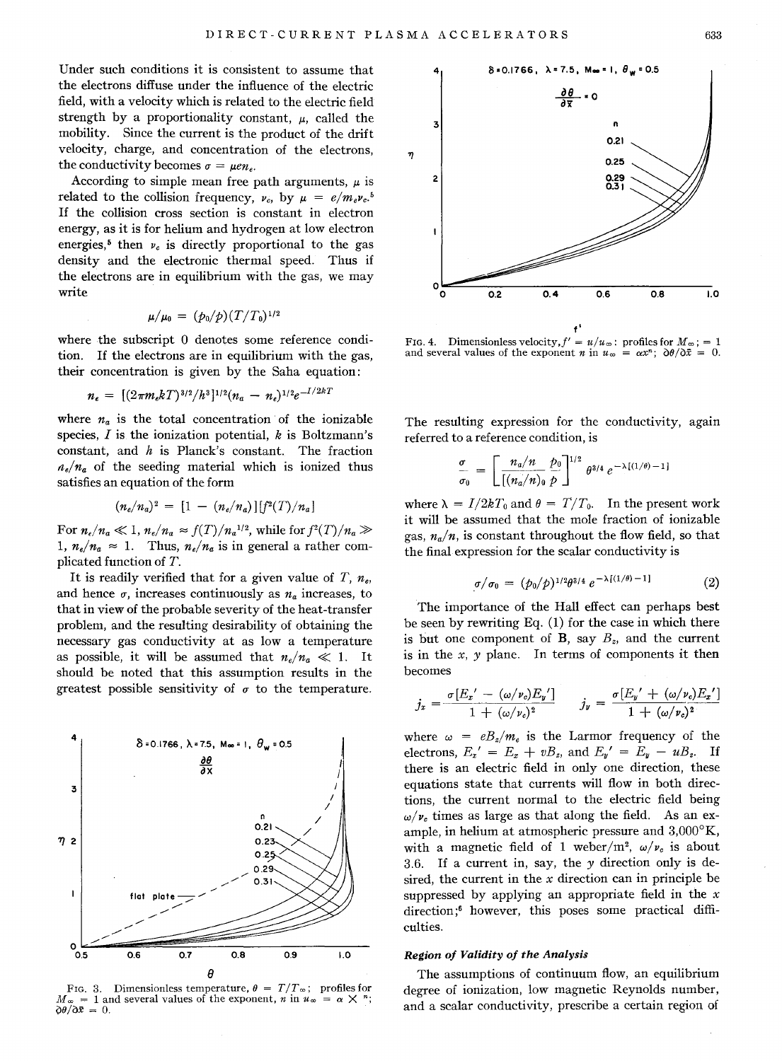Under such conditions it is consistent to assume that the electrons diffuse under the influence of the electric field, with a velocity which is related to the electric field strength by a proportionality constant, $\mu$, called the mobility. Since the current is the product of the drift velocity, charge, and concentration of the electrons, the conductivity becomes $\sigma = \mu e n_e$.

According to simple mean free path arguments, $\mu$ is related to the collision frequency, $\nu_c$, by $\mu = e/m_e\nu_c$.[5] If the collision cross section is constant in electron energy, as it is for helium and hydrogen at low electron energies,[5] then $\nu_c$ is directly proportional to the gas density and the electronic thermal speed. Thus if the electrons are in equilibrium with the gas, we may write

$$\mu/\mu_0 = (p_0/p)(T/T_0)^{1/2}$$

where the subscript 0 denotes some reference condition. If the electrons are in equilibrium with the gas, their concentration is given by the Saha equation:

$$n_e = [(2\pi m_e kT)^{3/2}/h^3]^{1/2}(n_a - n_e)^{1/2}e^{-I/2kT}$$

where $n_a$ is the total concentration of the ionizable species, $I$ is the ionization potential, $k$ is Boltzmann's constant, and $h$ is Planck's constant. The fraction $n_e/n_a$ of the seeding material which is ionized thus satisfies an equation of the form

$$(n_e/n_a)^2 = [1 - (n_e/n_a)][f^2(T)/n_a]$$

For $n_e/n_a \ll 1$, $n_e/n_a \approx f(T)/n_a^{1/2}$, while for $f^2(T)/n_a \gg 1$, $n_e/n_a \approx 1$. Thus, $n_e/n_a$ is in general a rather complicated function of $T$.

It is readily verified that for a given value of $T$, $n_e$, and hence $\sigma$, increases continuously as $n_a$ increases, to that in view of the probable severity of the heat-transfer problem, and the resulting desirability of obtaining the necessary gas conductivity at as low a temperature as possible, it will be assumed that $n_e/n_a \ll 1$. It should be noted that this assumption results in the greatest possible sensitivity of $\sigma$ to the temperature.

FIG. 3. Dimensionless temperature, $\theta = T/T_\infty$; profiles for $M_\infty = 1$ and several values of the exponent, $n$ in $u_\infty = \alpha \times {}^n$; $\partial\theta/\partial\bar{x} = 0$.

FIG. 4. Dimensionless velocity, $f' = u/u_\infty$: profiles for $M_\infty = 1$ and several values of the exponent $n$ in $u_\infty = \alpha x^n$; $\partial\theta/\partial\bar{x} = 0$.

The resulting expression for the conductivity, again referred to a reference condition, is

$$\frac{\sigma}{\sigma_0} = \left[\frac{n_a/n}{(n_a/n)_0}\frac{p_0}{p}\right]^{1/2}\theta^{3/4}\, e^{-\lambda[(1/\theta)-1]}$$

where $\lambda = I/2kT_0$ and $\theta = T/T_0$. In the present work it will be assumed that the mole fraction of ionizable gas, $n_a/n$, is constant throughout the flow field, so that the final expression for the scalar conductivity is

$$\sigma/\sigma_0 = (p_0/p)^{1/2}\theta^{3/4}\, e^{-\lambda[(1/\theta)-1]} \tag{2}$$

The importance of the Hall effect can perhaps best be seen by rewriting Eq. (1) for the case in which there is but one component of $\mathbf{B}$, say $B_z$, and the current is in the $x$, $y$ plane. In terms of components it then becomes

$$j_x = \frac{\sigma[E_x' - (\omega/\nu_c)E_y']}{1 + (\omega/\nu_c)^2} \qquad j_y = \frac{\sigma[E_y' + (\omega/\nu_c)E_x']}{1 + (\omega/\nu_c)^2}$$

where $\omega = eB_z/m_e$ is the Larmor frequency of the electrons, $E_x' = E_x + vB_z$, and $E_y' = E_y - uB_z$. If there is an electric field in only one direction, these equations state that currents will flow in both directions, the current normal to the electric field being $\omega/\nu_c$ times as large as that along the field. As an example, in helium at atmospheric pressure and 3,000°K, with a magnetic field of 1 weber/m$^2$, $\omega/\nu_c$ is about 3.6. If a current in, say, the $y$ direction only is desired, the current in the $x$ direction can in principle be suppressed by applying an appropriate field in the $x$ direction;[6] however, this poses some practical difficulties.

### *Region of Validity of the Analysis*

The assumptions of continuum flow, an equilibrium degree of ionization, low magnetic Reynolds number, and a scalar conductivity, prescribe a certain region of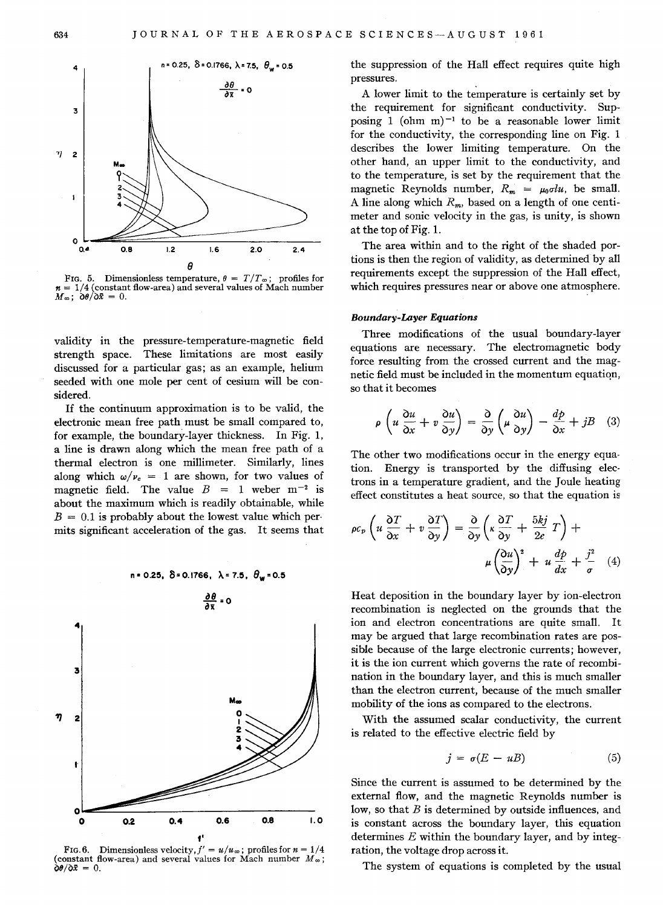FIG. 5. Dimensionless temperature, $\theta = T/T_\infty$; profiles for $n = 1/4$ (constant flow-area) and several values of Mach number $M_\infty$; $\partial\theta/\partial\bar{x} = 0$.

validity in the pressure-temperature-magnetic field strength space. These limitations are most easily discussed for a particular gas; as an example, helium seeded with one mole per cent of cesium will be considered.

If the continuum approximation is to be valid, the electronic mean free path must be small compared to, for example, the boundary-layer thickness. In Fig. 1, a line is drawn along which the mean free path of a thermal electron is one millimeter. Similarly, lines along which $\omega/\nu_c = 1$ are shown, for two values of magnetic field. The value $B = 1$ weber m$^{-2}$ is about the maximum which is readily obtainable, while $B = 0.1$ is probably about the lowest value which permits significant acceleration of the gas. It seems that

FIG. 6. Dimensionless velocity, $f' = u/u_\infty$; profiles for $n = 1/4$ (constant flow-area) and several values for Mach number $M_\infty$; $\partial\theta/\partial\bar{x} = 0$.

the suppression of the Hall effect requires quite high pressures.

A lower limit to the temperature is certainly set by the requirement for significant conductivity. Supposing 1 (ohm m)$^{-1}$ to be a reasonable lower limit for the conductivity, the corresponding line on Fig. 1 describes the lower limiting temperature. On the other hand, an upper limit to the conductivity, and to the temperature, is set by the requirement that the magnetic Reynolds number, $R_m = \mu_0\sigma l u$, be small. A line along which $R_m$, based on a length of one centimeter and sonic velocity in the gas, is unity, is shown at the top of Fig. 1.

The area within and to the right of the shaded portions is then the region of validity, as determined by all requirements except the suppression of the Hall effect, which requires pressures near or above one atmosphere.

### *Boundary-Layer Equations*

Three modifications of the usual boundary-layer equations are necessary. The electromagnetic body force resulting from the crossed current and the magnetic field must be included in the momentum equation, so that it becomes

$$\rho\left(u\frac{\partial u}{\partial x} + v\frac{\partial u}{\partial y}\right) = \frac{\partial}{\partial y}\left(\mu\frac{\partial u}{\partial y}\right) - \frac{dp}{dx} + jB \quad (3)$$

The other two modifications occur in the energy equation. Energy is transported by the diffusing electrons in a temperature gradient, and the Joule heating effect constitutes a heat source, so that the equation is

$$\rho c_p\left(u\frac{\partial T}{\partial x} + v\frac{\partial T}{\partial y}\right) = \frac{\partial}{\partial y}\left(\kappa\frac{\partial T}{\partial y} + \frac{5kj}{2e}T\right) + \mu\left(\frac{\partial u}{\partial y}\right)^2 + u\frac{dp}{dx} + \frac{j^2}{\sigma} \quad (4)$$

Heat deposition in the boundary layer by ion-electron recombination is neglected on the grounds that the ion and electron concentrations are quite small. It may be argued that large recombination rates are possible because of the large electronic currents; however, it is the ion current which governs the rate of recombination in the boundary layer, and this is much smaller than the electron current, because of the much smaller mobility of the ions as compared to the electrons.

With the assumed scalar conductivity, the current is related to the effective electric field by

$$j = \sigma(E - uB) \quad (5)$$

Since the current is assumed to be determined by the external flow, and the magnetic Reynolds number is low, so that $B$ is determined by outside influences, and is constant across the boundary layer, this equation determines $E$ within the boundary layer, and by integration, the voltage drop across it.

The system of equations is completed by the usual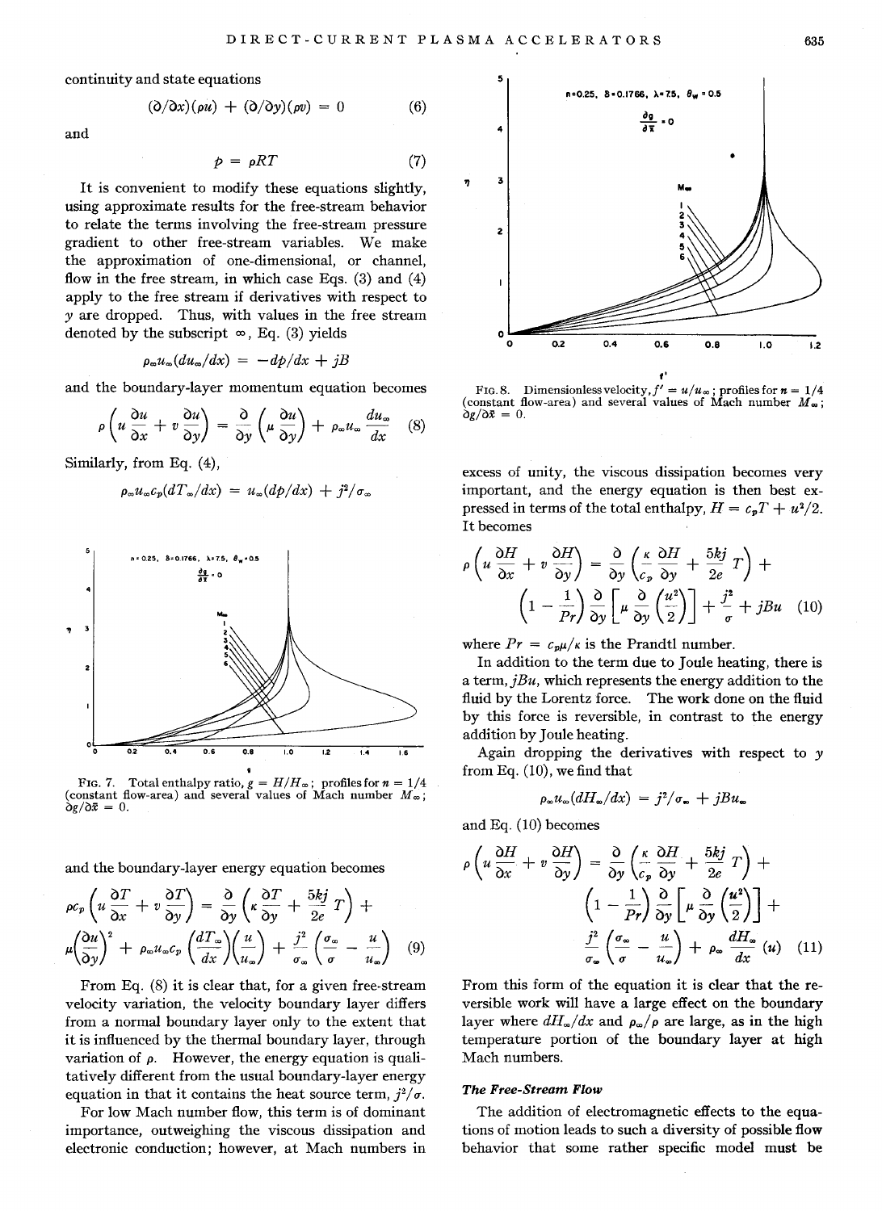continuity and state equations

$$(\partial/\partial x)(\rho u) + (\partial/\partial y)(\rho v) = 0 \tag{6}$$

and

$$p = \rho RT \tag{7}$$

It is convenient to modify these equations slightly, using approximate results for the free-stream behavior to relate the terms involving the free-stream pressure gradient to other free-stream variables. We make the approximation of one-dimensional, or channel, flow in the free stream, in which case Eqs. (3) and (4) apply to the free stream if derivatives with respect to $y$ are dropped. Thus, with values in the free stream denoted by the subscript $\infty$, Eq. (3) yields

$$\rho_\infty u_\infty (du_\infty/dx) = -dp/dx + jB$$

and the boundary-layer momentum equation becomes

$$\rho\left(u\frac{\partial u}{\partial x} + v\frac{\partial u}{\partial y}\right) = \frac{\partial}{\partial y}\left(\mu\frac{\partial u}{\partial y}\right) + \rho_\infty u_\infty \frac{du_\infty}{dx} \tag{8}$$

Similarly, from Eq. (4),

$$\rho_\infty u_\infty c_p (dT_\infty/dx) = u_\infty (dp/dx) + j^2/\sigma_\infty$$

FIG. 7. Total enthalpy ratio, $g = H/H_\infty$; profiles for $n = 1/4$ (constant flow-area) and several values of Mach number $M_\infty$; $\partial g/\partial \bar{x} = 0$.

and the boundary-layer energy equation becomes

$$\rho c_p\left(u\frac{\partial T}{\partial x} + v\frac{\partial T}{\partial y}\right) = \frac{\partial}{\partial y}\left(\kappa\frac{\partial T}{\partial y} + \frac{5kj}{2e}T\right) + \mu\left(\frac{\partial u}{\partial y}\right)^2 + \rho_\infty u_\infty c_p\left(\frac{dT_\infty}{dx}\right)\left(\frac{u}{u_\infty}\right) + \frac{j^2}{\sigma_\infty}\left(\frac{\sigma_\infty}{\sigma} - \frac{u}{u_\infty}\right) \tag{9}$$

From Eq. (8) it is clear that, for a given free-stream velocity variation, the velocity boundary layer differs from a normal boundary layer only to the extent that it is influenced by the thermal boundary layer, through variation of $\rho$. However, the energy equation is qualitatively different from the usual boundary-layer energy equation in that it contains the heat source term, $j^2/\sigma$.

For low Mach number flow, this term is of dominant importance, outweighing the viscous dissipation and electronic conduction; however, at Mach numbers in excess of unity, the viscous dissipation becomes very important, and the energy equation is then best expressed in terms of the total enthalpy, $H = c_pT + u^2/2$. It becomes

FIG. 8. Dimensionless velocity, $f' = u/u_\infty$; profiles for $n = 1/4$ (constant flow-area) and several values of Mach number $M_\infty$; $\partial g/\partial \bar{x} = 0$.

$$\rho\left(u\frac{\partial H}{\partial x} + v\frac{\partial H}{\partial y}\right) = \frac{\partial}{\partial y}\left(\frac{\kappa}{c_p}\frac{\partial H}{\partial y} + \frac{5kj}{2e}T\right) + \left(1 - \frac{1}{Pr}\right)\frac{\partial}{\partial y}\left[\mu\frac{\partial}{\partial y}\left(\frac{u^2}{2}\right)\right] + \frac{j^2}{\sigma} + jBu \tag{10}$$

where $Pr = c_p\mu/\kappa$ is the Prandtl number.

In addition to the term due to Joule heating, there is a term, $jBu$, which represents the energy addition to the fluid by the Lorentz force. The work done on the fluid by this force is reversible, in contrast to the energy addition by Joule heating.

Again dropping the derivatives with respect to $y$ from Eq. (10), we find that

$$\rho_\infty u_\infty (dH_\infty/dx) = j^2/\sigma_\infty + jBu_\infty$$

and Eq. (10) becomes

$$\rho\left(u\frac{\partial H}{\partial x} + v\frac{\partial H}{\partial y}\right) = \frac{\partial}{\partial y}\left(\frac{\kappa}{c_p}\frac{\partial H}{\partial y} + \frac{5kj}{2e}T\right) + \left(1 - \frac{1}{Pr}\right)\frac{\partial}{\partial y}\left[\mu\frac{\partial}{\partial y}\left(\frac{u^2}{2}\right)\right] + \frac{j^2}{\sigma_\infty}\left(\frac{\sigma_\infty}{\sigma} - \frac{u}{u_\infty}\right) + \rho_\infty\frac{dH_\infty}{dx}(u) \tag{11}$$

From this form of the equation it is clear that the reversible work will have a large effect on the boundary layer where $dH_\infty/dx$ and $\rho_\infty/\rho$ are large, as in the high temperature portion of the boundary layer at high Mach numbers.

### The Free-Stream Flow

The addition of electromagnetic effects to the equations of motion leads to such a diversity of possible flow behavior that some rather specific model must be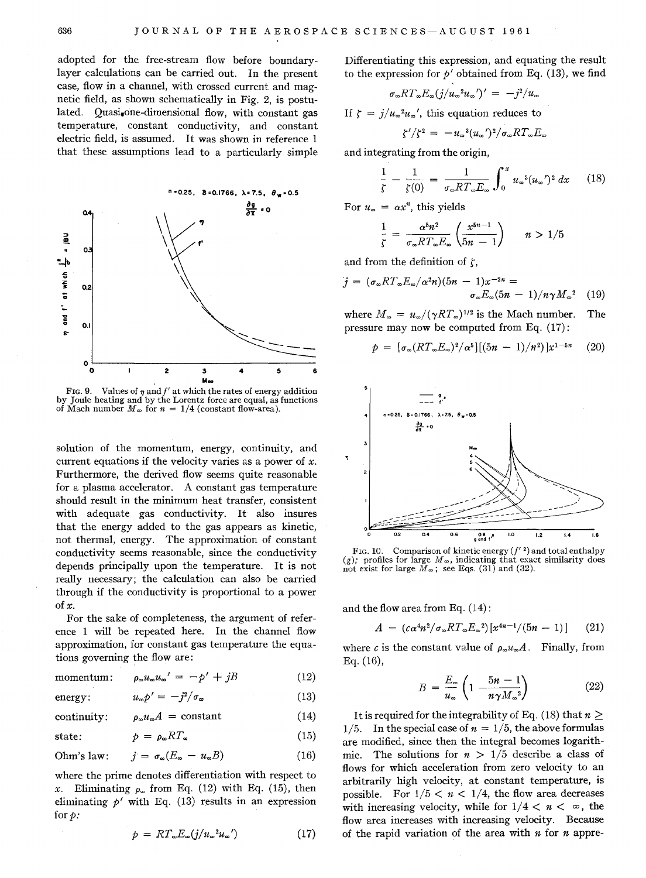adopted for the free-stream flow before boundary-layer calculations can be carried out. In the present case, flow in a channel, with crossed current and magnetic field, as shown schematically in Fig. 2, is postulated. Quasi-one-dimensional flow, with constant gas temperature, constant conductivity, and constant electric field, is assumed. It was shown in reference 1 that these assumptions lead to a particularly simple

FIG. 9. Values of $\eta$ and $f'$ at which the rates of energy addition by Joule heating and by the Lorentz force are equal, as functions of Mach number $M_\infty$ for $n = 1/4$ (constant flow-area).

solution of the momentum, energy, continuity, and current equations if the velocity varies as a power of $x$. Furthermore, the derived flow seems quite reasonable for a plasma accelerator. A constant gas temperature should result in the minimum heat transfer, consistent with adequate gas conductivity. It also insures that the energy added to the gas appears as kinetic, not thermal, energy. The approximation of constant conductivity seems reasonable, since the conductivity depends principally upon the temperature. It is not really necessary; the calculation can also be carried through if the conductivity is proportional to a power of $x$.

For the sake of completeness, the argument of reference 1 will be repeated here. In the channel flow approximation, for constant gas temperature the equations governing the flow are:

$$\text{momentum:} \quad \rho_\infty u_\infty u_\infty' = -p' + jB \tag{12}$$

$$\text{energy:} \quad u_\infty p' = -j^2/\sigma_\infty \tag{13}$$

$$\text{continuity:} \quad \rho_\infty u_\infty A = \text{constant} \tag{14}$$

$$\text{state:} \quad p = \rho_\infty R T_\infty \tag{15}$$

$$\text{Ohm's law:} \quad j = \sigma_\infty(E_\infty - u_\infty B) \tag{16}$$

where the prime denotes differentiation with respect to $x$. Eliminating $\rho_\infty$ from Eq. (12) with Eq. (15), then eliminating $p'$ with Eq. (13) results in an expression for $p$:

$$p = RT_\infty E_\infty (j/u_\infty^2 u_\infty') \tag{17}$$

Differentiating this expression, and equating the result to the expression for $p'$ obtained from Eq. (13), we find

$$\sigma_\infty R T_\infty E_\infty (j/u_\infty^2 u_\infty')' = -j^2/u_\infty$$

If $\zeta = j/u_\infty^2 u_\infty'$, this equation reduces to

$$\zeta'/\zeta^2 = -u_\infty^3 (u_\infty')^2/\sigma_\infty R T_\infty E_\infty$$

and integrating from the origin,

$$\frac{1}{\zeta} - \frac{1}{\zeta(0)} = \frac{1}{\sigma_\infty R T_\infty E_\infty} \int_0^x u_\infty^3 (u_\infty')^2 \, dx \tag{18}$$

For $u_\infty = \alpha x^n$, this yields

$$\frac{1}{\zeta} = \frac{\alpha^5 n^2}{\sigma_\infty R T_\infty E_\infty} \left( \frac{x^{5n-1}}{5n - 1} \right) \qquad n > 1/5$$

and from the definition of $\zeta$,

$$j = (\sigma_\infty R T_\infty E_\infty / \alpha^2 n)(5n - 1) x^{-2n} = \sigma_\infty E_\infty (5n - 1)/n\gamma M_\infty^2 \tag{19}$$

where $M_\infty = u_\infty/(\gamma R T_\infty)^{1/2}$ is the Mach number. The pressure may now be computed from Eq. (17):

$$p = [\sigma_\infty (R T_\infty E_\infty)^2/\alpha^5][(5n - 1)/n^2)]x^{1-5n} \tag{20}$$

FIG. 10. Comparison of kinetic energy ($f'^2$) and total enthalpy ($g$); profiles for large $M_\infty$, indicating that exact similarity does not exist for large $M_\infty$; see Eqs. (31) and (32).

and the flow area from Eq. (14):

$$A = (c\alpha^4 n^2/\sigma_\infty R T_\infty E_\infty^2)[x^{4n-1}/(5n - 1)] \tag{21}$$

where $c$ is the constant value of $\rho_\infty u_\infty A$. Finally, from Eq. (16),

$$B = \frac{E_\infty}{u_\infty}\left(1 - \frac{5n - 1}{n\gamma M_\infty^2}\right) \tag{22}$$

It is required for the integrability of Eq. (18) that $n \geq 1/5$. In the special case of $n = 1/5$, the above formulas are modified, since then the integral becomes logarithmic. The solutions for $n > 1/5$ describe a class of flows for which acceleration from zero velocity to an arbitrarily high velocity, at constant temperature, is possible. For $1/5 < n < 1/4$, the flow area decreases with increasing velocity, while for $1/4 < n < \infty$, the flow area increases with increasing velocity. Because of the rapid variation of the area with $n$ for $n$ appre-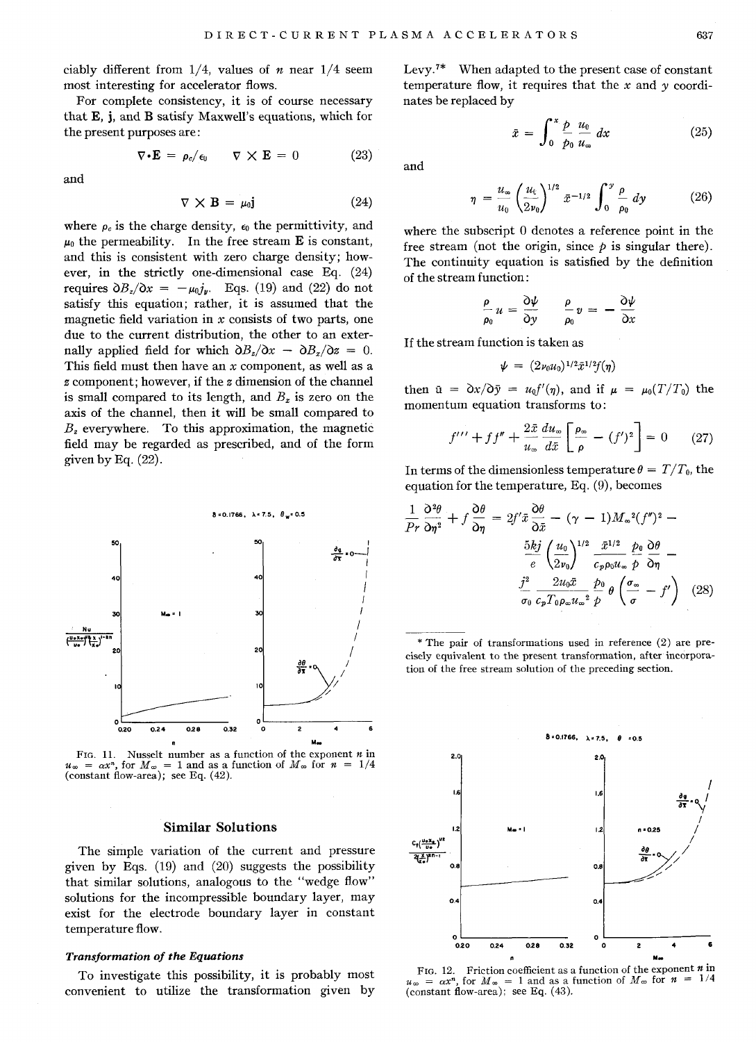ciably different from 1/4, values of $n$ near 1/4 seem most interesting for accelerator flows.

For complete consistency, it is of course necessary that $\mathbf{E}$, $\mathbf{j}$, and $\mathbf{B}$ satisfy Maxwell's equations, which for the present purposes are:

$$\nabla \cdot \mathbf{E} = \rho_c/\epsilon_0 \qquad \nabla \times \mathbf{E} = 0 \tag{23}$$

and

$$\nabla \times \mathbf{B} = \mu_0 \mathbf{j} \tag{24}$$

where $\rho_c$ is the charge density, $\epsilon_0$ the permittivity, and $\mu_0$ the permeability. In the free stream $\mathbf{E}$ is constant, and this is consistent with zero charge density; however, in the strictly one-dimensional case Eq. (24) requires $\partial B_z/\partial x = -\mu_0 j_y$. Eqs. (19) and (22) do not satisfy this equation; rather, it is assumed that the magnetic field variation in $x$ consists of two parts, one due to the current distribution, the other to an externally applied field for which $\partial B_z/\partial x - \partial B_x/\partial z = 0$. This field must then have an $x$ component, as well as a $z$ component; however, if the $z$ dimension of the channel is small compared to its length, and $B_x$ is zero on the axis of the channel, then it will be small compared to $B_z$ everywhere. To this approximation, the magnetic field may be regarded as prescribed, and of the form given by Eq. (22).

FIG. 11. Nusselt number as a function of the exponent $n$ in $u_\infty = ax^n$, for $M_\infty = 1$ and as a function of $M_\infty$ for $n = 1/4$ (constant flow-area); see Eq. (42).

## Similar Solutions

The simple variation of the current and pressure given by Eqs. (19) and (20) suggests the possibility that similar solutions, analogous to the "wedge flow" solutions for the incompressible boundary layer, may exist for the electrode boundary layer in constant temperature flow.

### *Transformation of the Equations*

To investigate this possibility, it is probably most convenient to utilize the transformation given by Levy.[7]* When adapted to the present case of constant temperature flow, it requires that the $x$ and $y$ coordinates be replaced by

$$\bar{x} = \int_0^x \frac{p}{p_0}\frac{u_0}{u_\infty}\,dx \tag{25}$$

and

$$\eta = \frac{u_\infty}{u_0}\left(\frac{u_0}{2\nu_0}\right)^{1/2}\bar{x}^{-1/2}\int_0^y \frac{\rho}{\rho_0}\,dy \tag{26}$$

where the subscript 0 denotes a reference point in the free stream (not the origin, since $p$ is singular there). The continuity equation is satisfied by the definition of the stream function:

$$\frac{\rho}{\rho_0}u = \frac{\partial\psi}{\partial y} \qquad \frac{\rho}{\rho_0}v = -\frac{\partial\psi}{\partial x}$$

If the stream function is taken as

$$\psi = (2\nu_0 u_0)^{1/2}\bar{x}^{1/2} f(\eta)$$

then $\bar{u} = \partial x/\partial\bar{y} = u_0 f'(\eta)$, and if $\mu = \mu_0(T/T_0)$ the momentum equation transforms to:

$$f''' + ff'' + \frac{2\bar{x}}{u_\infty}\frac{du_\infty}{d\bar{x}}\left[\frac{\rho_\infty}{\rho} - (f')^2\right] = 0 \tag{27}$$

In terms of the dimensionless temperature $\theta = T/T_0$, the equation for the temperature, Eq. (9), becomes

$$\frac{1}{Pr}\frac{\partial^2\theta}{\partial\eta^2} + f\frac{\partial\theta}{\partial\eta} = 2f'\bar{x}\frac{\partial\theta}{\partial\bar{x}} - (\gamma - 1)M_\infty^2(f'')^2 - \frac{5kj}{e}\left(\frac{u_0}{2\nu_0}\right)^{1/2}\frac{\bar{x}^{1/2}}{c_p\rho_0 u_\infty}\frac{p_0}{p}\frac{\partial\theta}{\partial\eta} - \frac{j^2}{\sigma_0}\frac{2u_0\bar{x}}{c_pT_0\rho_\infty u_\infty^2}\frac{p_0}{p}\theta\left(\frac{\sigma_\infty}{\sigma} - f'\right) \tag{28}$$

\* The pair of transformations used in reference (2) are precisely equivalent to the present transformation, after incorporation of the free stream solution of the preceding section.

FIG. 12. Friction coefficient as a function of the exponent $n$ in $u_\infty = ax^n$, for $M_\infty = 1$ and as a function of $M_\infty$ for $n = 1/4$ (constant flow-area); see Eq. (43).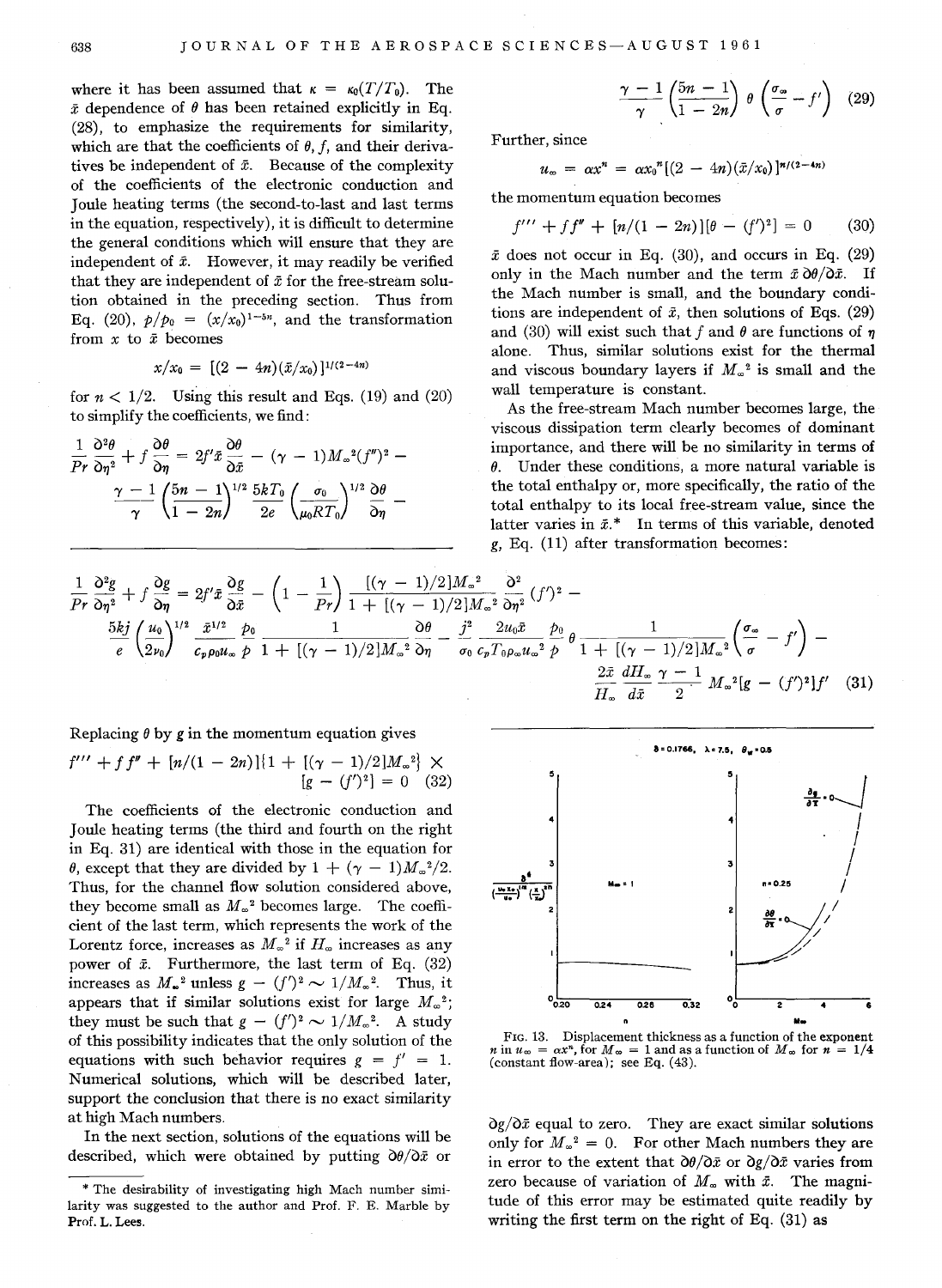where it has been assumed that $\kappa = \kappa_0(T/T_0)$. The $\bar{x}$ dependence of $\theta$ has been retained explicitly in Eq. (28), to emphasize the requirements for similarity, which are that the coefficients of $\theta$, $f$, and their derivatives be independent of $\bar{x}$. Because of the complexity of the coefficients of the electronic conduction and Joule heating terms (the second-to-last and last terms in the equation, respectively), it is difficult to determine the general conditions which will ensure that they are independent of $\bar{x}$. However, it may readily be verified that they are independent of $\bar{x}$ for the free-stream solution obtained in the preceding section. Thus from Eq. (20), $p/p_0 = (x/x_0)^{1-5n}$, and the transformation from $x$ to $\bar{x}$ becomes

$$x/x_0 = [(2 - 4n)(\bar{x}/x_0)]^{1/(2-4n)}$$

for $n < 1/2$. Using this result and Eqs. (19) and (20) to simplify the coefficients, we find:

$$\frac{1}{Pr}\frac{\partial^2\theta}{\partial\eta^2} + f\frac{\partial\theta}{\partial\eta} = 2f'\bar{x}\frac{\partial\theta}{\partial\bar{x}} - (\gamma - 1)M_\infty^2(f'')^2 - \frac{\gamma - 1}{\gamma}\left(\frac{5n - 1}{1 - 2n}\right)^{1/2}\frac{5kT_0}{2e}\left(\frac{\sigma_0}{\mu_0 RT_0}\right)^{1/2}\frac{\partial\theta}{\partial\eta} - \frac{\gamma - 1}{\gamma}\left(\frac{5n - 1}{1 - 2n}\right)\theta\left(\frac{\sigma_\infty}{\sigma} - f'\right) \quad (29)$$

Further, since

$$u_\infty = ax^n = ax_0^n[(2 - 4n)(\bar{x}/x_0)]^{n/(2-4n)}$$

the momentum equation becomes

$$f''' + ff'' + [n/(1 - 2n)][\theta - (f')^2] = 0 \quad (30)$$

$\bar{x}$ does not occur in Eq. (30), and occurs in Eq. (29) only in the Mach number and the term $\bar{x}\,\partial\theta/\partial\bar{x}$. If the Mach number is small, and the boundary conditions are independent of $\bar{x}$, then solutions of Eqs. (29) and (30) will exist such that $f$ and $\theta$ are functions of $\eta$ alone. Thus, similar solutions exist for the thermal and viscous boundary layers if $M_\infty^2$ is small and the wall temperature is constant.

As the free-stream Mach number becomes large, the viscous dissipation term clearly becomes of dominant importance, and there will be no similarity in terms of $\theta$. Under these conditions, a more natural variable is the total enthalpy or, more specifically, the ratio of the total enthalpy to its local free-stream value, since the latter varies in $\bar{x}$.* In terms of this variable, denoted $g$, Eq. (11) after transformation becomes:

$$\frac{1}{Pr}\frac{\partial^2 g}{\partial\eta^2} + f\frac{\partial g}{\partial\eta} = 2f'\bar{x}\frac{\partial g}{\partial\bar{x}} - \left(1 - \frac{1}{Pr}\right)\frac{[(\gamma - 1)/2]M_\infty^2}{1 + [(\gamma - 1)/2]M_\infty^2}\frac{\partial^2}{\partial\eta^2}(f')^2 - \frac{5kj}{e}\left(\frac{u_0}{2\nu_0}\right)^{1/2}\frac{\bar{x}^{1/2}}{c_p\rho_0 u_\infty}\frac{p_0}{p}\frac{1}{1 + [(\gamma - 1)/2]M_\infty^2}\frac{\partial\theta}{\partial\eta} - \frac{j^2}{\sigma_0}\frac{2u_0\bar{x}}{c_pT_0\rho_\infty u_\infty^2}\frac{p_0}{p}\theta\frac{1}{1 + [(\gamma - 1)/2]M_\infty^2}\left(\frac{\sigma_\infty}{\sigma} - f'\right) - \frac{2\bar{x}}{H_\infty}\frac{dH_\infty}{d\bar{x}}\frac{\gamma - 1}{2}M_\infty^2[g - (f')^2]f' \quad (31)$$

Replacing $\theta$ by $g$ in the momentum equation gives

$$f''' + ff'' + [n/(1 - 2n)]\{1 + [(\gamma - 1)/2]M_\infty^2\} \times [g - (f')^2] = 0 \quad (32)$$

The coefficients of the electronic conduction and Joule heating terms (the third and fourth on the right in Eq. 31) are identical with those in the equation for $\theta$, except that they are divided by $1 + (\gamma - 1)M_\infty^2/2$. Thus, for the channel flow solution considered above, they become small as $M_\infty^2$ becomes large. The coefficient of the last term, which represents the work of the Lorentz force, increases as $M_\infty^2$ if $H_\infty$ increases as any power of $\bar{x}$. Furthermore, the last term of Eq. (32) increases as $M_\infty^2$ unless $g - (f')^2 \sim 1/M_\infty^2$. Thus, it appears that if similar solutions exist for large $M_\infty^2$; they must be such that $g - (f')^2 \sim 1/M_\infty^2$. A study of this possibility indicates that the only solution of the equations with such behavior requires $g = f' = 1$. Numerical solutions, which will be described later, support the conclusion that there is no exact similarity at high Mach numbers.

In the next section, solutions of the equations will be described, which were obtained by putting $\partial\theta/\partial\bar{x}$ or $\partial g/\partial\bar{x}$ equal to zero. They are exact similar solutions only for $M_\infty^2 = 0$. For other Mach numbers they are in error to the extent that $\partial\theta/\partial\bar{x}$ or $\partial g/\partial\bar{x}$ varies from zero because of variation of $M_\infty$ with $\bar{x}$. The magnitude of this error may be estimated quite readily by writing the first term on the right of Eq. (31) as

FIG. 13. Displacement thickness as a function of the exponent $n$ in $u_\infty = ax^n$, for $M_\infty = 1$ and as a function of $M_\infty$ for $n = 1/4$ (constant flow-area); see Eq. (43).

\* The desirability of investigating high Mach number similarity was suggested to the author and Prof. F. E. Marble by Prof. L. Lees.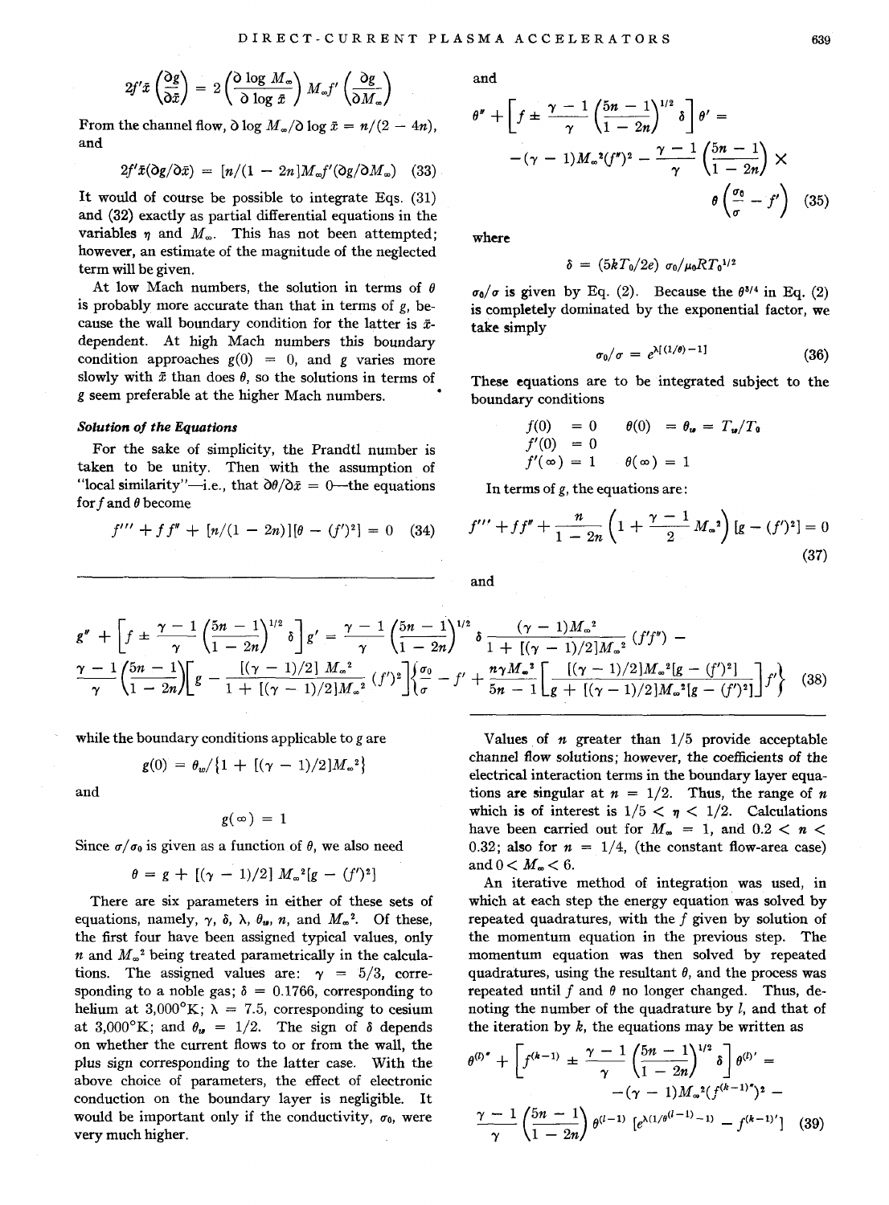$$2f'\bar{x}\left(\frac{\partial g}{\partial \bar{x}}\right) = 2\left(\frac{\partial \log M_\infty}{\partial \log \bar{x}}\right) M_\infty f'\left(\frac{\partial g}{\partial M_\infty}\right)$$

From the channel flow, $\partial \log M_\infty / \partial \log \bar{x} = n/(2 - 4n)$, and

$$2f'\bar{x}(\partial g/\partial \bar{x}) = [n/(1 - 2n)]M_\infty f'(\partial g/\partial M_\infty) \quad (33)$$

It would of course be possible to integrate Eqs. (31) and (32) exactly as partial differential equations in the variables $\eta$ and $M_\infty$. This has not been attempted; however, an estimate of the magnitude of the neglected term will be given.

At low Mach numbers, the solution in terms of $\theta$ is probably more accurate than that in terms of $g$, because the wall boundary condition for the latter is $\bar{x}$-dependent. At high Mach numbers this boundary condition approaches $g(0) = 0$, and $g$ varies more slowly with $\bar{x}$ than does $\theta$, so the solutions in terms of $g$ seem preferable at the higher Mach numbers.

### *Solution of the Equations*

For the sake of simplicity, the Prandtl number is taken to be unity. Then with the assumption of "local similarity"—i.e., that $\partial\theta/\partial\bar{x} = 0$—the equations for $f$ and $\theta$ become

$$f''' + ff'' + [n/(1 - 2n)][\theta - (f')^2] = 0 \quad (34)$$

and

$$\theta'' + \left[f \pm \frac{\gamma - 1}{\gamma}\left(\frac{5n - 1}{1 - 2n}\right)^{1/2}\delta\right]\theta' = -(\gamma - 1)M_\infty^2(f'')^2 - \frac{\gamma - 1}{\gamma}\left(\frac{5n - 1}{1 - 2n}\right) \times \theta\left(\frac{\sigma_0}{\sigma} - f'\right) \quad (35)$$

where

$$\delta = (5kT_0/2e)\,\sigma_0/\mu_0 R T_0^{1/2}$$

$\sigma_0/\sigma$ is given by Eq. (2). Because the $\theta^{3/4}$ in Eq. (2) is completely dominated by the exponential factor, we take simply

$$\sigma_0/\sigma = e^{\lambda[(1/\theta) - 1]} \quad (36)$$

These equations are to be integrated subject to the boundary conditions

$$f(0) = 0 \qquad \theta(0) = \theta_w = T_w/T_0$$
$$f'(0) = 0$$
$$f'(\infty) = 1 \qquad \theta(\infty) = 1$$

In terms of $g$, the equations are:

$$f''' + ff'' + \frac{n}{1 - 2n}\left(1 + \frac{\gamma - 1}{2}M_\infty^2\right)[g - (f')^2] = 0 \quad (37)$$

and

$$g'' + \left[f \pm \frac{\gamma - 1}{\gamma}\left(\frac{5n - 1}{1 - 2n}\right)^{1/2}\delta\right]g' = \frac{\gamma - 1}{\gamma}\left(\frac{5n - 1}{1 - 2n}\right)^{1/2}\delta\,\frac{(\gamma - 1)M_\infty^2}{1 + [(\gamma - 1)/2]M_\infty^2}(f'f'') - \frac{\gamma - 1}{\gamma}\left(\frac{5n - 1}{1 - 2n}\right)\left[g - \frac{[(\gamma - 1)/2]\,M_\infty^2}{1 + [(\gamma - 1)/2]M_\infty^2}(f')^2\right]\left\{\frac{\sigma_0}{\sigma} - f' + \frac{n\gamma M_\infty^2}{5n - 1}\left[\frac{[(\gamma - 1)/2]M_\infty^2[g - (f')^2]}{g + [(\gamma - 1)/2]M_\infty^2[g - (f')^2]}\right]f'\right\} \quad (38)$$

while the boundary conditions applicable to $g$ are

$$g(0) = \theta_w/\{1 + [(\gamma - 1)/2]M_\infty^2\}$$

and

$$g(\infty) = 1$$

Since $\sigma/\sigma_0$ is given as a function of $\theta$, we also need

$$\theta = g + [(\gamma - 1)/2]\,M_\infty^2[g - (f')^2]$$

There are six parameters in either of these sets of equations, namely, $\gamma$, $\delta$, $\lambda$, $\theta_w$, $n$, and $M_\infty^2$. Of these, the first four have been assigned typical values, only $n$ and $M_\infty^2$ being treated parametrically in the calculations. The assigned values are: $\gamma = 5/3$, corresponding to a noble gas; $\delta = 0.1766$, corresponding to helium at 3,000°K; $\lambda = 7.5$, corresponding to cesium at 3,000°K; and $\theta_w = 1/2$. The sign of $\delta$ depends on whether the current flows to or from the wall, the plus sign corresponding to the latter case. With the above choice of parameters, the effect of electronic conduction on the boundary layer is negligible. It would be important only if the conductivity, $\sigma_0$, were very much higher.

Values of $n$ greater than 1/5 provide acceptable channel flow solutions; however, the coefficients of the electrical interaction terms in the boundary layer equations are singular at $n = 1/2$. Thus, the range of $n$ which is of interest is $1/5 < \eta < 1/2$. Calculations have been carried out for $M_\infty = 1$, and $0.2 < n < 0.32$; also for $n = 1/4$, (the constant flow-area case) and $0 < M_\infty < 6$.

An iterative method of integration was used, in which at each step the energy equation was solved by repeated quadratures, with the $f$ given by solution of the momentum equation in the previous step. The momentum equation was then solved by repeated quadratures, using the resultant $\theta$, and the process was repeated until $f$ and $\theta$ no longer changed. Thus, denoting the number of the quadrature by $l$, and that of the iteration by $k$, the equations may be written as

$$\theta^{(l)''} + \left[f^{(k-1)} \pm \frac{\gamma - 1}{\gamma}\left(\frac{5n - 1}{1 - 2n}\right)^{1/2}\delta\right]\theta^{(l)'} = -(\gamma - 1)M_\infty^2(f^{(k-1)''})^2 - \frac{\gamma - 1}{\gamma}\left(\frac{5n - 1}{1 - 2n}\right)\theta^{(l-1)}\left[e^{\lambda(1/\theta^{(l-1)} - 1)} - f^{(k-1)'}\right] \quad (39)$$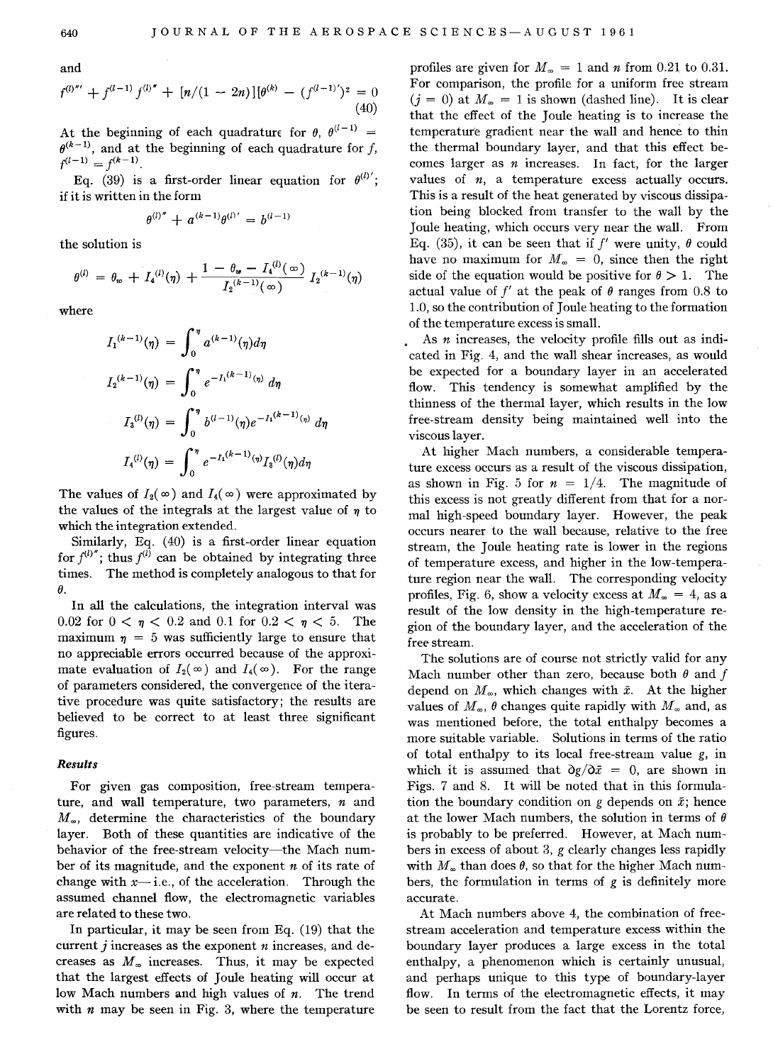and

$$f^{(l)'''} + f^{(l-1)} f^{(l)''} + [n/(1 - 2n)][\theta^{(k)} - (f^{(l-1)'})^2 = 0 \quad (40)$$

At the beginning of each quadrature for $\theta$, $\theta^{(l-1)} = \theta^{(k-1)}$, and at the beginning of each quadrature for $f$, $f^{(l-1)} = f^{(k-1)}$.

Eq. (39) is a first-order linear equation for $\theta^{(l)'}$; if it is written in the form

$$\theta^{(l)''} + a^{(k-1)}\theta^{(l)'} = b^{(l-1)}$$

the solution is

$$\theta^{(l)} = \theta_w + I_4^{(l)}(\eta) + \frac{1 - \theta_w - I_4^{(l)}(\infty)}{I_2^{(k-1)}(\infty)} I_2^{(k-1)}(\eta)$$

where

$$I_1^{(k-1)}(\eta) = \int_0^\eta a^{(k-1)}(\eta)d\eta$$

$$I_2^{(k-1)}(\eta) = \int_0^\eta e^{-I_1^{(k-1)}(\eta)} d\eta$$

$$I_3^{(l)}(\eta) = \int_0^\eta b^{(l-1)}(\eta)e^{-I_1^{(k-1)}(\eta)} d\eta$$

$$I_4^{(l)}(\eta) = \int_0^\eta e^{-I_1^{(k-1)}(\eta)} I_3^{(l)}(\eta)d\eta$$

The values of $I_2(\infty)$ and $I_4(\infty)$ were approximated by the values of the integrals at the largest value of $\eta$ to which the integration extended.

Similarly, Eq. (40) is a first-order linear equation for $f^{(l)''}$; thus $f^{(l)}$ can be obtained by integrating three times. The method is completely analogous to that for $\theta$.

In all the calculations, the integration interval was 0.02 for $0 < \eta < 0.2$ and 0.1 for $0.2 < \eta < 5$. The maximum $\eta = 5$ was sufficiently large to ensure that no appreciable errors occurred because of the approximate evaluation of $I_2(\infty)$ and $I_4(\infty)$. For the range of parameters considered, the convergence of the iterative procedure was quite satisfactory; the results are believed to be correct to at least three significant figures.

### Results

For given gas composition, free-stream temperature, and wall temperature, two parameters, $n$ and $M_\infty$, determine the characteristics of the boundary layer. Both of these quantities are indicative of the behavior of the free-stream velocity—the Mach number of its magnitude, and the exponent $n$ of its rate of change with $x$—i.e., of the acceleration. Through the assumed channel flow, the electromagnetic variables are related to these two.

In particular, it may be seen from Eq. (19) that the current $j$ increases as the exponent $n$ increases, and decreases as $M_\infty$ increases. Thus, it may be expected that the largest effects of Joule heating will occur at low Mach numbers and high values of $n$. The trend with $n$ may be seen in Fig. 3, where the temperature profiles are given for $M_\infty = 1$ and $n$ from 0.21 to 0.31. For comparison, the profile for a uniform free stream ($j = 0$) at $M_\infty = 1$ is shown (dashed line). It is clear that the effect of the Joule heating is to increase the temperature gradient near the wall and hence to thin the thermal boundary layer, and that this effect becomes larger as $n$ increases. In fact, for the larger values of $n$, a temperature excess actually occurs. This is a result of the heat generated by viscous dissipation being blocked from transfer to the wall by the Joule heating, which occurs very near the wall. From Eq. (35), it can be seen that if $f'$ were unity, $\theta$ could have no maximum for $M_\infty = 0$, since then the right side of the equation would be positive for $\theta > 1$. The actual value of $f'$ at the peak of $\theta$ ranges from 0.8 to 1.0, so the contribution of Joule heating to the formation of the temperature excess is small.

As $n$ increases, the velocity profile fills out as indicated in Fig. 4, and the wall shear increases, as would be expected for a boundary layer in an accelerated flow. This tendency is somewhat amplified by the thinness of the thermal layer, which results in the low free-stream density being maintained well into the viscous layer.

At higher Mach numbers, a considerable temperature excess occurs as a result of the viscous dissipation, as shown in Fig. 5 for $n = 1/4$. The magnitude of this excess is not greatly different from that for a normal high-speed boundary layer. However, the peak occurs nearer to the wall because, relative to the free stream, the Joule heating rate is lower in the regions of temperature excess, and higher in the low-temperature region near the wall. The corresponding velocity profiles, Fig. 6, show a velocity excess at $M_\infty = 4$, as a result of the low density in the high-temperature region of the boundary layer, and the acceleration of the free stream.

The solutions are of course not strictly valid for any Mach number other than zero, because both $\theta$ and $f$ depend on $M_\infty$, which changes with $\bar{x}$. At the higher values of $M_\infty$, $\theta$ changes quite rapidly with $M_\infty$ and, as was mentioned before, the total enthalpy becomes a more suitable variable. Solutions in terms of the ratio of total enthalpy to its local free-stream value $g$, in which it is assumed that $\partial g/\partial \bar{x} = 0$, are shown in Figs. 7 and 8. It will be noted that in this formulation the boundary condition on $g$ depends on $\bar{x}$; hence at the lower Mach numbers, the solution in terms of $\theta$ is probably to be preferred. However, at Mach numbers in excess of about 3, $g$ clearly changes less rapidly with $M_\infty$ than does $\theta$, so that for the higher Mach numbers, the formulation in terms of $g$ is definitely more accurate.

At Mach numbers above 4, the combination of free-stream acceleration and temperature excess within the boundary layer produces a large excess in the total enthalpy, a phenomenon which is certainly unusual, and perhaps unique to this type of boundary-layer flow. In terms of the electromagnetic effects, it may be seen to result from the fact that the Lorentz force,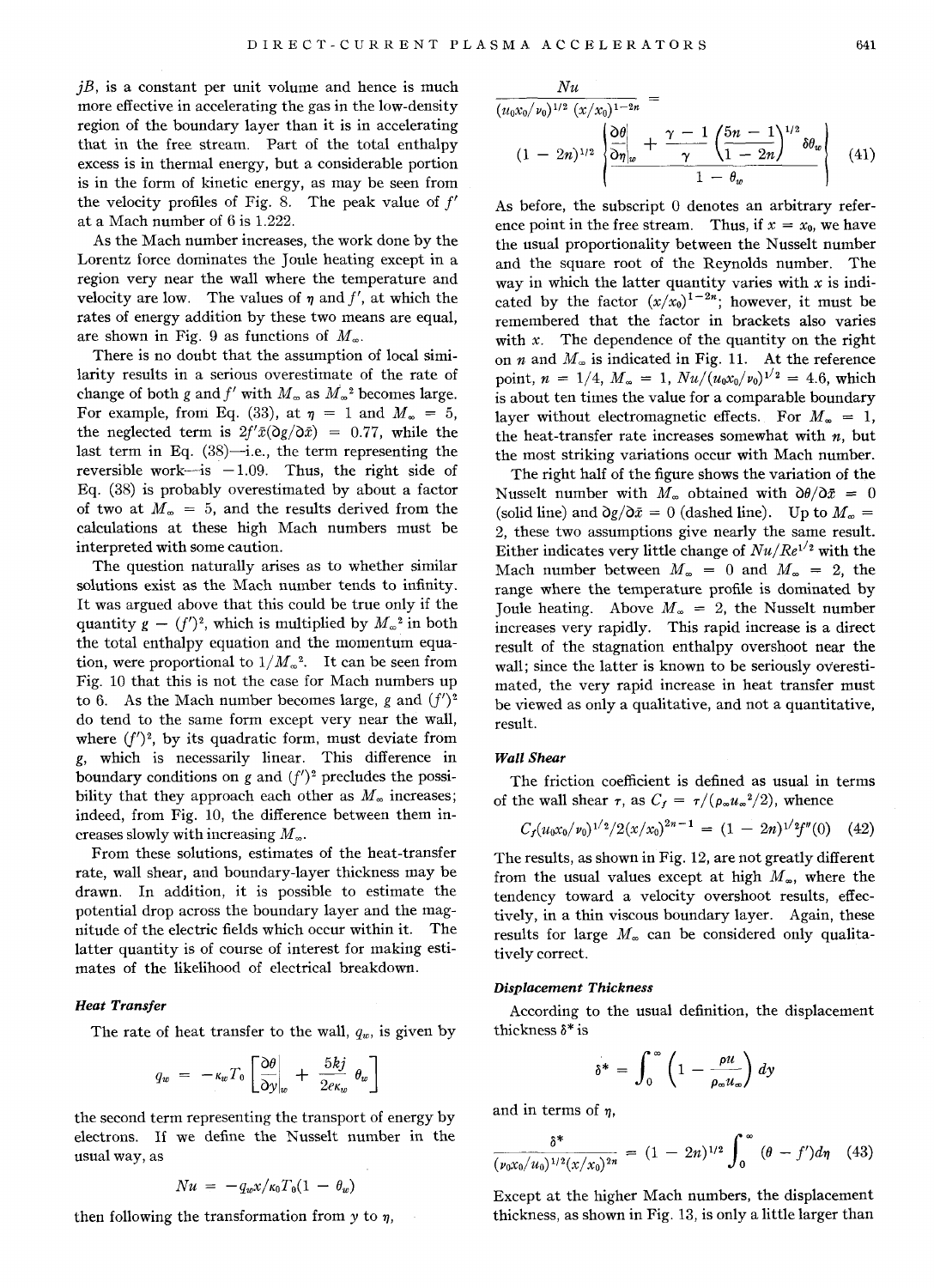$jB$, is a constant per unit volume and hence is much more effective in accelerating the gas in the low-density region of the boundary layer than it is in accelerating that in the free stream. Part of the total enthalpy excess is in thermal energy, but a considerable portion is in the form of kinetic energy, as may be seen from the velocity profiles of Fig. 8. The peak value of $f'$ at a Mach number of 6 is 1.222.

As the Mach number increases, the work done by the Lorentz force dominates the Joule heating except in a region very near the wall where the temperature and velocity are low. The values of $\eta$ and $f'$, at which the rates of energy addition by these two means are equal, are shown in Fig. 9 as functions of $M_\infty$.

There is no doubt that the assumption of local similarity results in a serious overestimate of the rate of change of both $g$ and $f'$ with $M_\infty$ as $M_\infty{}^2$ becomes large. For example, from Eq. (33), at $\eta = 1$ and $M_\infty = 5$, the neglected term is $2f'\bar{x}(\partial g/\partial \bar{x}) = 0.77$, while the last term in Eq. (38)—i.e., the term representing the reversible work—is $-1.09$. Thus, the right side of Eq. (38) is probably overestimated by about a factor of two at $M_\infty = 5$, and the results derived from the calculations at these high Mach numbers must be interpreted with some caution.

The question naturally arises as to whether similar solutions exist as the Mach number tends to infinity. It was argued above that this could be true only if the quantity $g - (f')^2$, which is multiplied by $M_\infty{}^2$ in both the total enthalpy equation and the momentum equation, were proportional to $1/M_\infty{}^2$. It can be seen from Fig. 10 that this is not the case for Mach numbers up to 6. As the Mach number becomes large, $g$ and $(f')^2$ do tend to the same form except very near the wall, where $(f')^2$, by its quadratic form, must deviate from $g$, which is necessarily linear. This difference in boundary conditions on $g$ and $(f')^2$ precludes the possibility that they approach each other as $M_\infty$ increases; indeed, from Fig. 10, the difference between them increases slowly with increasing $M_\infty$.

From these solutions, estimates of the heat-transfer rate, wall shear, and boundary-layer thickness may be drawn. In addition, it is possible to estimate the potential drop across the boundary layer and the magnitude of the electric fields which occur within it. The latter quantity is of course of interest for making estimates of the likelihood of electrical breakdown.

### Heat Transfer

The rate of heat transfer to the wall, $q_w$, is given by

$$q_w = -\kappa_w T_0 \left[ \frac{\partial \theta}{\partial y}\bigg|_w + \frac{5kj}{2e\kappa_w} \theta_w \right]$$

the second term representing the transport of energy by electrons. If we define the Nusselt number in the usual way, as

$$Nu = -q_w x/\kappa_0 T_0 (1 - \theta_w)$$

then following the transformation from $y$ to $\eta$,

$$\frac{Nu}{(u_0 x_0/\nu_0)^{1/2} (x/x_0)^{1-2n}} = (1 - 2n)^{1/2} \left\{ \frac{\dfrac{\partial \theta}{\partial \eta}\bigg|_w + \dfrac{\gamma - 1}{\gamma} \left(\dfrac{5n - 1}{1 - 2n}\right)^{1/2} \delta \theta_w}{1 - \theta_w} \right\} \tag{41}$$

As before, the subscript 0 denotes an arbitrary reference point in the free stream. Thus, if $x = x_0$, we have the usual proportionality between the Nusselt number and the square root of the Reynolds number. The way in which the latter quantity varies with $x$ is indicated by the factor $(x/x_0)^{1-2n}$; however, it must be remembered that the factor in brackets also varies with $x$. The dependence of the quantity on the right on $n$ and $M_\infty$ is indicated in Fig. 11. At the reference point, $n = 1/4$, $M_\infty = 1$, $Nu/(u_0 x_0/\nu_0)^{1/2} = 4.6$, which is about ten times the value for a comparable boundary layer without electromagnetic effects. For $M_\infty = 1$, the heat-transfer rate increases somewhat with $n$, but the most striking variations occur with Mach number.

The right half of the figure shows the variation of the Nusselt number with $M_\infty$ obtained with $\partial\theta/\partial\bar{x} = 0$ (solid line) and $\partial g/\partial \bar{x} = 0$ (dashed line). Up to $M_\infty = 2$, these two assumptions give nearly the same result. Either indicates very little change of $Nu/Re^{1/2}$ with the Mach number between $M_\infty = 0$ and $M_\infty = 2$, the range where the temperature profile is dominated by Joule heating. Above $M_\infty = 2$, the Nusselt number increases very rapidly. This rapid increase is a direct result of the stagnation enthalpy overshoot near the wall; since the latter is known to be seriously overestimated, the very rapid increase in heat transfer must be viewed as only a qualitative, and not a quantitative, result.

### Wall Shear

The friction coefficient is defined as usual in terms of the wall shear $\tau$, as $C_f = \tau/(\rho_\infty u_\infty{}^2/2)$, whence

$$C_f (u_0 x_0/\nu_0)^{1/2}/2(x/x_0)^{2n-1} = (1 - 2n)^{1/2} f''(0) \tag{42}$$

The results, as shown in Fig. 12, are not greatly different from the usual values except at high $M_\infty$, where the tendency toward a velocity overshoot results, effectively, in a thin viscous boundary layer. Again, these results for large $M_\infty$ can be considered only qualitatively correct.

### Displacement Thickness

According to the usual definition, the displacement thickness $\delta^*$ is

$$\delta^* = \int_0^\infty \left(1 - \frac{\rho u}{\rho_\infty u_\infty}\right) dy$$

and in terms of $\eta$,

$$\frac{\delta^*}{(\nu_0 x_0/u_0)^{1/2} (x/x_0)^{2n}} = (1 - 2n)^{1/2} \int_0^\infty (\theta - f') d\eta \tag{43}$$

Except at the higher Mach numbers, the displacement thickness, as shown in Fig. 13, is only a little larger than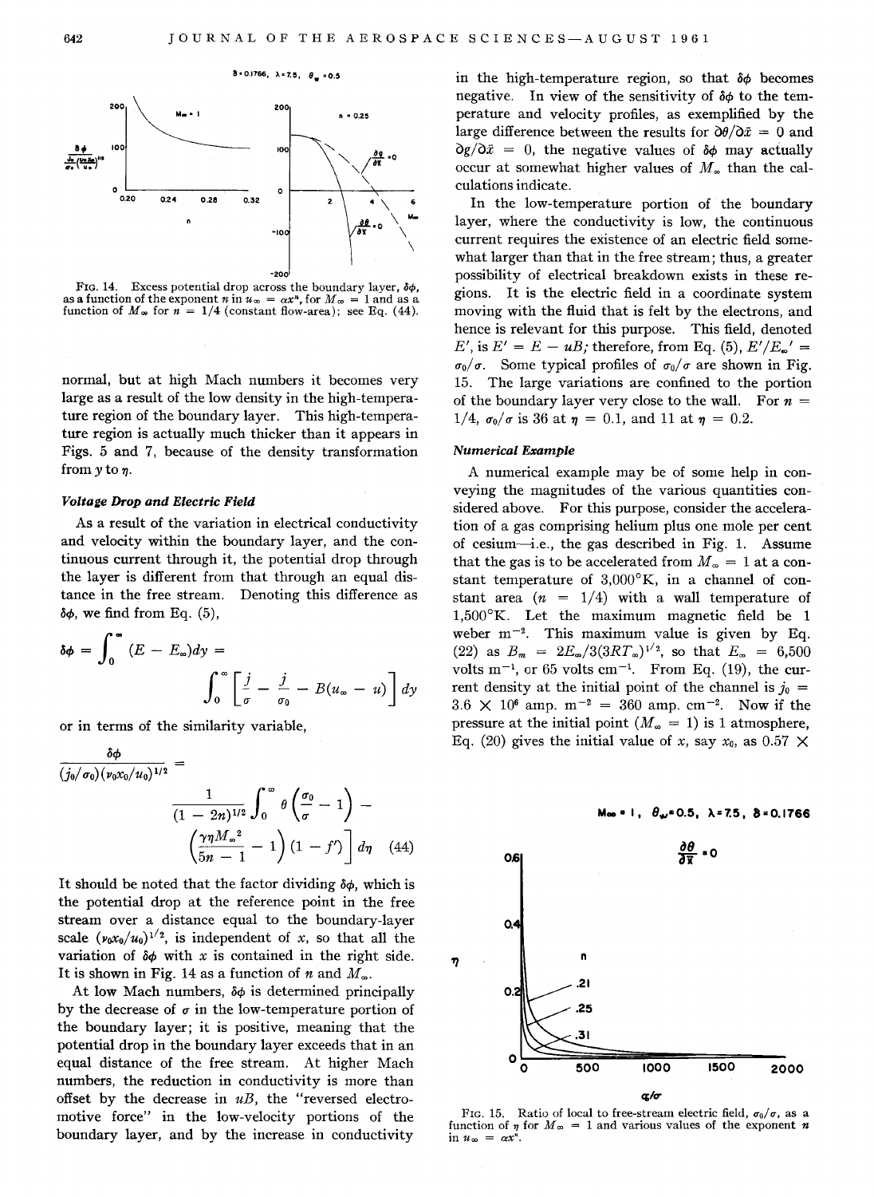FIG. 14. Excess potential drop across the boundary layer, $\delta\phi$, as a function of the exponent $n$ in $u_\infty = \alpha x^n$, for $M_\infty = 1$ and as a function of $M_\infty$ for $n = 1/4$ (constant flow-area); see Eq. (44).

normal, but at high Mach numbers it becomes very large as a result of the low density in the high-temperature region of the boundary layer. This high-temperature region is actually much thicker than it appears in Figs. 5 and 7, because of the density transformation from $y$ to $\eta$.

### *Voltage Drop and Electric Field*

As a result of the variation in electrical conductivity and velocity within the boundary layer, and the continuous current through it, the potential drop through the layer is different from that through an equal distance in the free stream. Denoting this difference as $\delta\phi$, we find from Eq. (5),

$$\delta\phi = \int_0^\infty (E - E_\infty)dy = \int_0^\infty \left[\frac{j}{\sigma} - \frac{j}{\sigma_0} - B(u_\infty - u)\right] dy$$

or in terms of the similarity variable,

$$\frac{\delta\phi}{(j_0/\sigma_0)(\nu_0 x_0/u_0)^{1/2}} = \frac{1}{(1-2n)^{1/2}} \int_0^\infty \theta\left(\frac{\sigma_0}{\sigma} - 1\right) - \left(\frac{\gamma\eta M_\infty^2}{5n-1} - 1\right)(1 - f')\Bigg] d\eta \quad (44)$$

It should be noted that the factor dividing $\delta\phi$, which is the potential drop at the reference point in the free stream over a distance equal to the boundary-layer scale $(\nu_0 x_0/u_0)^{1/2}$, is independent of $x$, so that all the variation of $\delta\phi$ with $x$ is contained in the right side. It is shown in Fig. 14 as a function of $n$ and $M_\infty$.

At low Mach numbers, $\delta\phi$ is determined principally by the decrease of $\sigma$ in the low-temperature portion of the boundary layer; it is positive, meaning that the potential drop in the boundary layer exceeds that in an equal distance of the free stream. At higher Mach numbers, the reduction in conductivity is more than offset by the decrease in $uB$, the "reversed electromotive force" in the low-velocity portions of the boundary layer, and by the increase in conductivity in the high-temperature region, so that $\delta\phi$ becomes negative. In view of the sensitivity of $\delta\phi$ to the temperature and velocity profiles, as exemplified by the large difference between the results for $\partial\theta/\partial\bar{x} = 0$ and $\partial g/\partial\bar{x} = 0$, the negative values of $\delta\phi$ may actually occur at somewhat higher values of $M_\infty$ than the calculations indicate.

In the low-temperature portion of the boundary layer, where the conductivity is low, the continuous current requires the existence of an electric field somewhat larger than that in the free stream; thus, a greater possibility of electrical breakdown exists in these regions. It is the electric field in a coordinate system moving with the fluid that is felt by the electrons, and hence is relevant for this purpose. This field, denoted $E'$, is $E' = E - uB$; therefore, from Eq. (5), $E'/E_\infty' = \sigma_0/\sigma$. Some typical profiles of $\sigma_0/\sigma$ are shown in Fig. 15. The large variations are confined to the portion of the boundary layer very close to the wall. For $n = 1/4$, $\sigma_0/\sigma$ is 36 at $\eta = 0.1$, and 11 at $\eta = 0.2$.

### *Numerical Example*

A numerical example may be of some help in conveying the magnitudes of the various quantities considered above. For this purpose, consider the acceleration of a gas comprising helium plus one mole per cent of cesium—i.e., the gas described in Fig. 1. Assume that the gas is to be accelerated from $M_\infty = 1$ at a constant temperature of 3,000°K, in a channel of constant area ($n = 1/4$) with a wall temperature of 1,500°K. Let the maximum magnetic field be 1 weber m$^{-2}$. This maximum value is given by Eq. (22) as $B_m = 2E_\infty/3(3RT_\infty)^{1/2}$, so that $E_\infty = 6{,}500$ volts m$^{-1}$, or 65 volts cm$^{-1}$. From Eq. (19), the current density at the initial point of the channel is $j_0 = 3.6 \times 10^6$ amp. m$^{-2}$ = 360 amp. cm$^{-2}$. Now if the pressure at the initial point ($M_\infty = 1$) is 1 atmosphere, Eq. (20) gives the initial value of $x$, say $x_0$, as 0.57 ×

FIG. 15. Ratio of local to free-stream electric field, $\sigma_0/\sigma$, as a function of $\eta$ for $M_\infty = 1$ and various values of the exponent $n$ in $u_\infty = \alpha x^n$.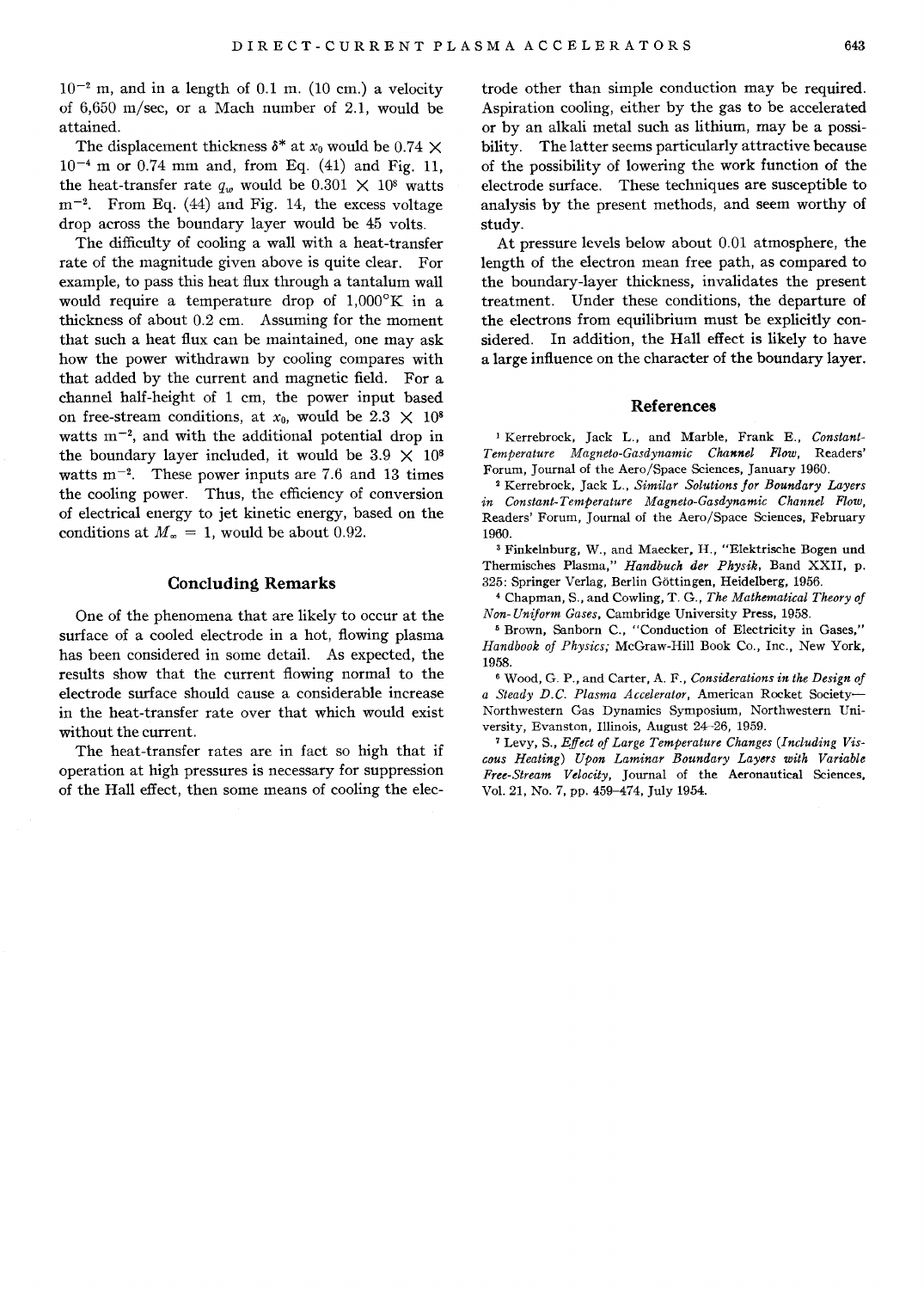$10^{-2}$ m, and in a length of 0.1 m. (10 cm.) a velocity of 6,650 m/sec, or a Mach number of 2.1, would be attained.

The displacement thickness $\delta^*$ at $x_0$ would be $0.74 \times 10^{-4}$ m or 0.74 mm and, from Eq. (41) and Fig. 11, the heat-transfer rate $q_w$ would be $0.301 \times 10^8$ watts $m^{-2}$. From Eq. (44) and Fig. 14, the excess voltage drop across the boundary layer would be 45 volts.

The difficulty of cooling a wall with a heat-transfer rate of the magnitude given above is quite clear. For example, to pass this heat flux through a tantalum wall would require a temperature drop of 1,000°K in a thickness of about 0.2 cm. Assuming for the moment that such a heat flux can be maintained, one may ask how the power withdrawn by cooling compares with that added by the current and magnetic field. For a channel half-height of 1 cm, the power input based on free-stream conditions, at $x_0$, would be $2.3 \times 10^8$ watts $m^{-2}$, and with the additional potential drop in the boundary layer included, it would be $3.9 \times 10^8$ watts $m^{-2}$. These power inputs are 7.6 and 13 times the cooling power. Thus, the efficiency of conversion of electrical energy to jet kinetic energy, based on the conditions at $M_\infty = 1$, would be about 0.92.

## Concluding Remarks

One of the phenomena that are likely to occur at the surface of a cooled electrode in a hot, flowing plasma has been considered in some detail. As expected, the results show that the current flowing normal to the electrode surface should cause a considerable increase in the heat-transfer rate over that which would exist without the current.

The heat-transfer rates are in fact so high that if operation at high pressures is necessary for suppression of the Hall effect, then some means of cooling the electrode other than simple conduction may be required. Aspiration cooling, either by the gas to be accelerated or by an alkali metal such as lithium, may be a possibility. The latter seems particularly attractive because of the possibility of lowering the work function of the electrode surface. These techniques are susceptible to analysis by the present methods, and seem worthy of study.

At pressure levels below about 0.01 atmosphere, the length of the electron mean free path, as compared to the boundary-layer thickness, invalidates the present treatment. Under these conditions, the departure of the electrons from equilibrium must be explicitly considered. In addition, the Hall effect is likely to have a large influence on the character of the boundary layer.

## References

[1] Kerrebrock, Jack L., and Marble, Frank E., *Constant-Temperature Magneto-Gasdynamic Channel Flow*, Readers' Forum, Journal of the Aero/Space Sciences, January 1960.

[2] Kerrebrock, Jack L., *Similar Solutions for Boundary Layers in Constant-Temperature Magneto-Gasdynamic Channel Flow*, Readers' Forum, Journal of the Aero/Space Sciences, February 1960.

[3] Finkelnburg, W., and Maecker, H., "Elektrische Bogen und Thermisches Plasma," *Handbuch der Physik*, Band XXII, p. 325: Springer Verlag, Berlin Göttingen, Heidelberg, 1956.

[4] Chapman, S., and Cowling, T. G., *The Mathematical Theory of Non-Uniform Gases*, Cambridge University Press, 1958.

[5] Brown, Sanborn C., "Conduction of Electricity in Gases," *Handbook of Physics;* McGraw-Hill Book Co., Inc., New York, 1958.

[6] Wood, G. P., and Carter, A. F., *Considerations in the Design of a Steady D.C. Plasma Accelerator*, American Rocket Society—Northwestern Gas Dynamics Symposium, Northwestern University, Evanston, Illinois, August 24–26, 1959.

[7] Levy, S., *Effect of Large Temperature Changes (Including Viscous Heating) Upon Laminar Boundary Layers with Variable Free-Stream Velocity*, Journal of the Aeronautical Sciences, Vol. 21, No. 7, pp. 459–474, July 1954.